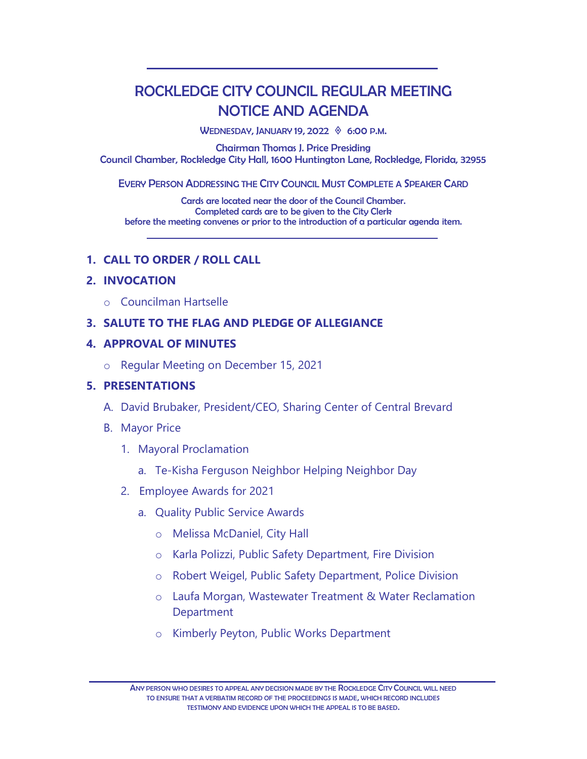# ROCKLEDGE CITY COUNCIL REGULAR MEETING NOTICE AND AGENDA

WEDNESDAY, JANUARY 19, 2022 ◊ 6:00 P.M.

Chairman Thomas J. Price Presiding
Council Chamber, Rockledge City Hall, 1600 Huntington Lane, Rockledge, Florida, 32955

EVERY PERSON ADDRESSING THE CITY COUNCIL MUST COMPLETE A SPEAKER CARD

Cards are located near the door of the Council Chamber.
Completed cards are to be given to the City Clerk
before the meeting convenes or prior to the introduction of a particular agenda item.

---

**1. CALL TO ORDER / ROLL CALL**

**2. INVOCATION**

- Councilman Hartselle

**3. SALUTE TO THE FLAG AND PLEDGE OF ALLEGIANCE**

**4. APPROVAL OF MINUTES**

- Regular Meeting on December 15, 2021

**5. PRESENTATIONS**

A. David Brubaker, President/CEO, Sharing Center of Central Brevard

B. Mayor Price

1. Mayoral Proclamation
   a. Te-Kisha Ferguson Neighbor Helping Neighbor Day
2. Employee Awards for 2021
   a. Quality Public Service Awards
      - Melissa McDaniel, City Hall
      - Karla Polizzi, Public Safety Department, Fire Division
      - Robert Weigel, Public Safety Department, Police Division
      - Laufa Morgan, Wastewater Treatment & Water Reclamation Department
      - Kimberly Peyton, Public Works Department

---

ANY PERSON WHO DESIRES TO APPEAL ANY DECISION MADE BY THE ROCKLEDGE CITY COUNCIL WILL NEED TO ENSURE THAT A VERBATIM RECORD OF THE PROCEEDINGS IS MADE, WHICH RECORD INCLUDES TESTIMONY AND EVIDENCE UPON WHICH THE APPEAL IS TO BE BASED.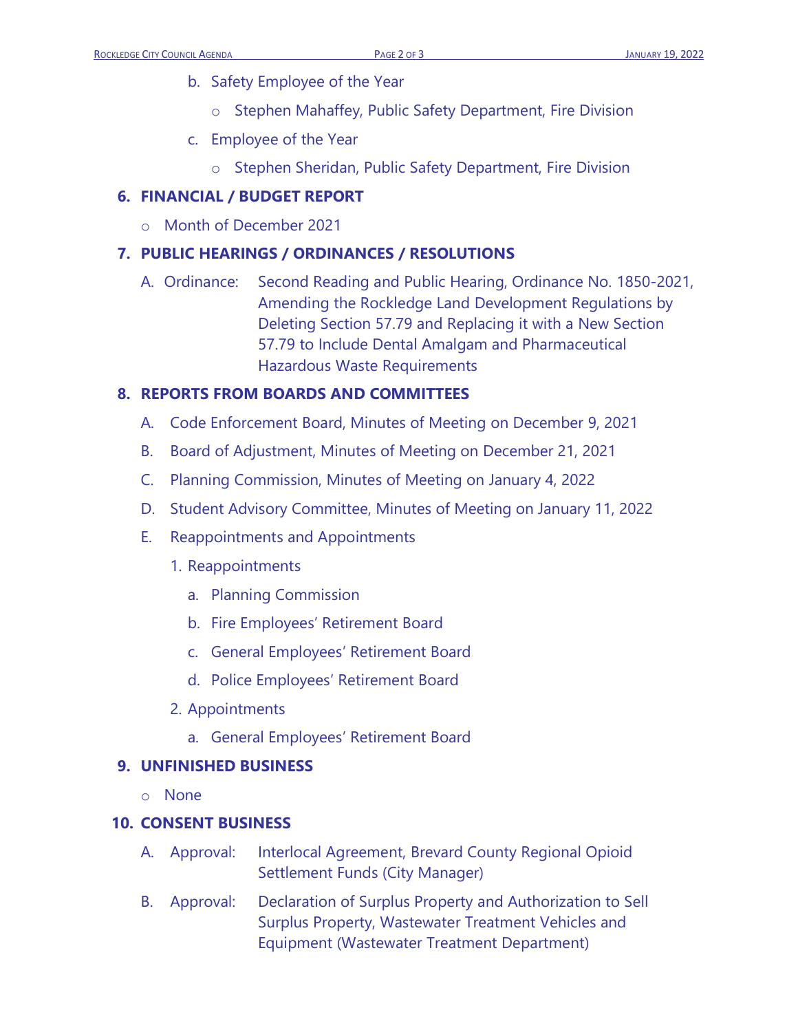b. Safety Employee of the Year
   - Stephen Mahaffey, Public Safety Department, Fire Division

c. Employee of the Year
   - Stephen Sheridan, Public Safety Department, Fire Division

## 6. FINANCIAL / BUDGET REPORT

- Month of December 2021

## 7. PUBLIC HEARINGS / ORDINANCES / RESOLUTIONS

A. Ordinance: Second Reading and Public Hearing, Ordinance No. 1850-2021, Amending the Rockledge Land Development Regulations by Deleting Section 57.79 and Replacing it with a New Section 57.79 to Include Dental Amalgam and Pharmaceutical Hazardous Waste Requirements

## 8. REPORTS FROM BOARDS AND COMMITTEES

A. Code Enforcement Board, Minutes of Meeting on December 9, 2021

B. Board of Adjustment, Minutes of Meeting on December 21, 2021

C. Planning Commission, Minutes of Meeting on January 4, 2022

D. Student Advisory Committee, Minutes of Meeting on January 11, 2022

E. Reappointments and Appointments

1. Reappointments
   a. Planning Commission
   b. Fire Employees' Retirement Board
   c. General Employees' Retirement Board
   d. Police Employees' Retirement Board

2. Appointments
   a. General Employees' Retirement Board

## 9. UNFINISHED BUSINESS

- None

## 10. CONSENT BUSINESS

A. Approval: Interlocal Agreement, Brevard County Regional Opioid Settlement Funds (City Manager)

B. Approval: Declaration of Surplus Property and Authorization to Sell Surplus Property, Wastewater Treatment Vehicles and Equipment (Wastewater Treatment Department)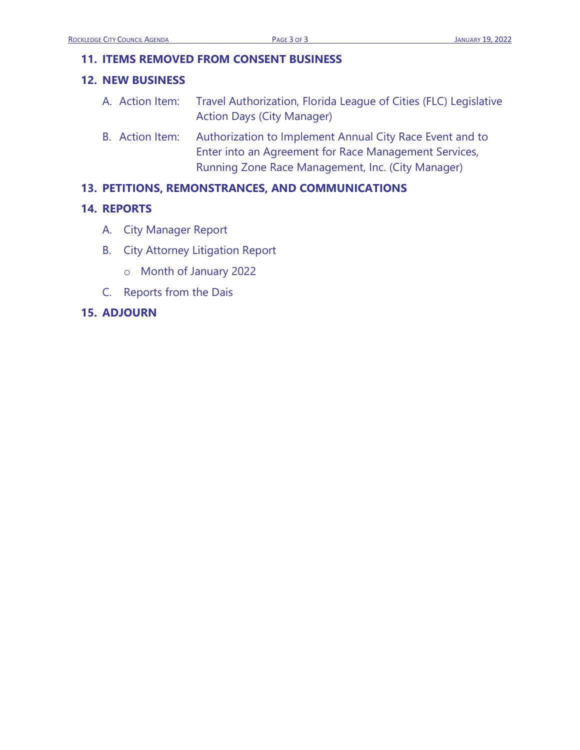## 11. ITEMS REMOVED FROM CONSENT BUSINESS

## 12. NEW BUSINESS

A. Action Item: Travel Authorization, Florida League of Cities (FLC) Legislative Action Days (City Manager)

B. Action Item: Authorization to Implement Annual City Race Event and to Enter into an Agreement for Race Management Services, Running Zone Race Management, Inc. (City Manager)

## 13. PETITIONS, REMONSTRANCES, AND COMMUNICATIONS

## 14. REPORTS

A. City Manager Report

B. City Attorney Litigation Report

- Month of January 2022

C. Reports from the Dais

## 15. ADJOURN